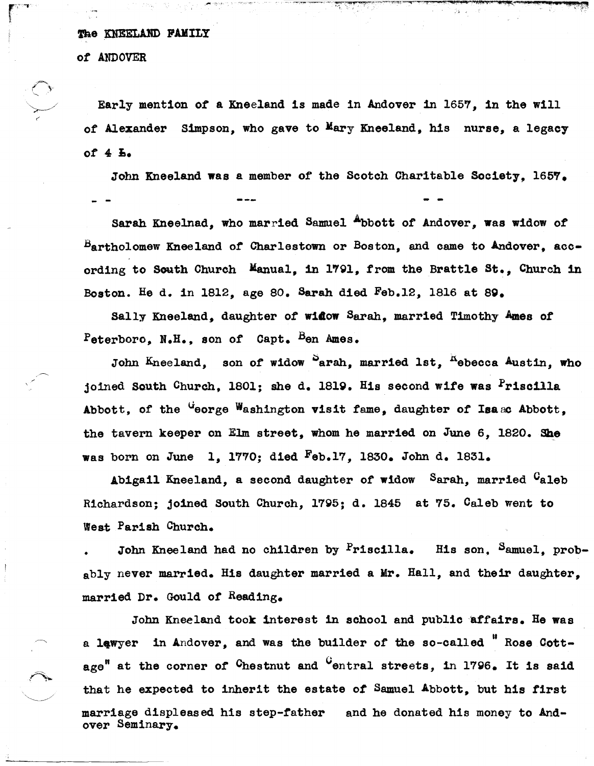The KNEELAND FAMILY

of ANDOVER

Early mention of a Kneeland is made in Andover in 1657, in the will of Alexander Simpson, who gave to Mary Kneeland, his nurse, a legacy of 4 £.

John Kneeland was a member of the Scotch Charitable Society, 1657.

\- - --- - -

Sarah Kneelnad, who married Samuel Abbott of Andover, was widow of Bartholomew Kneeland of Charlestown or Boston, and came to Andover, according to South Church Manual, in 1791, from the Brattle St., Church in Boston. He d. in 1812, age 80. Sarah died Feb.12, 1816 at 89.

Sally Kneeland, daughter of widow Sarah, married Timothy Ames of Peterboro, N.H., son of Capt. Ben Ames.

John Kneeland, son of widow Sarah, married 1st, Rebecca Austin, who joined South Church, 1801; she d. 1819. His second wife was Priscilla Abbott, of the George Washington visit fame, daughter of Isaac Abbott, the tavern keeper on Elm street, whom he married on June 6, 1820. She was born on June 1, 1770; died Feb.17, 1830. John d. 1831.

Abigail Kneeland, a second daughter of widow Sarah, married Caleb Richardson; joined South Church, 1795; d. 1845 at 75. Caleb went to West Parish Church.

John Kneeland had no children by Priscilla. His son, Samuel, probably never married. His daughter married a Mr. Hall, and their daughter, married Dr. Gould of Reading.

John Kneeland took interest in school and public affairs. He was a lawyer in Andover, and was the builder of the so-called " Rose Cottage" at the corner of Chestnut and Central streets, in 1796. It is said that he expected to inherit the estate of Samuel Abbott, but his first marriage displeased his step-father and he donated his money to Andover Seminary.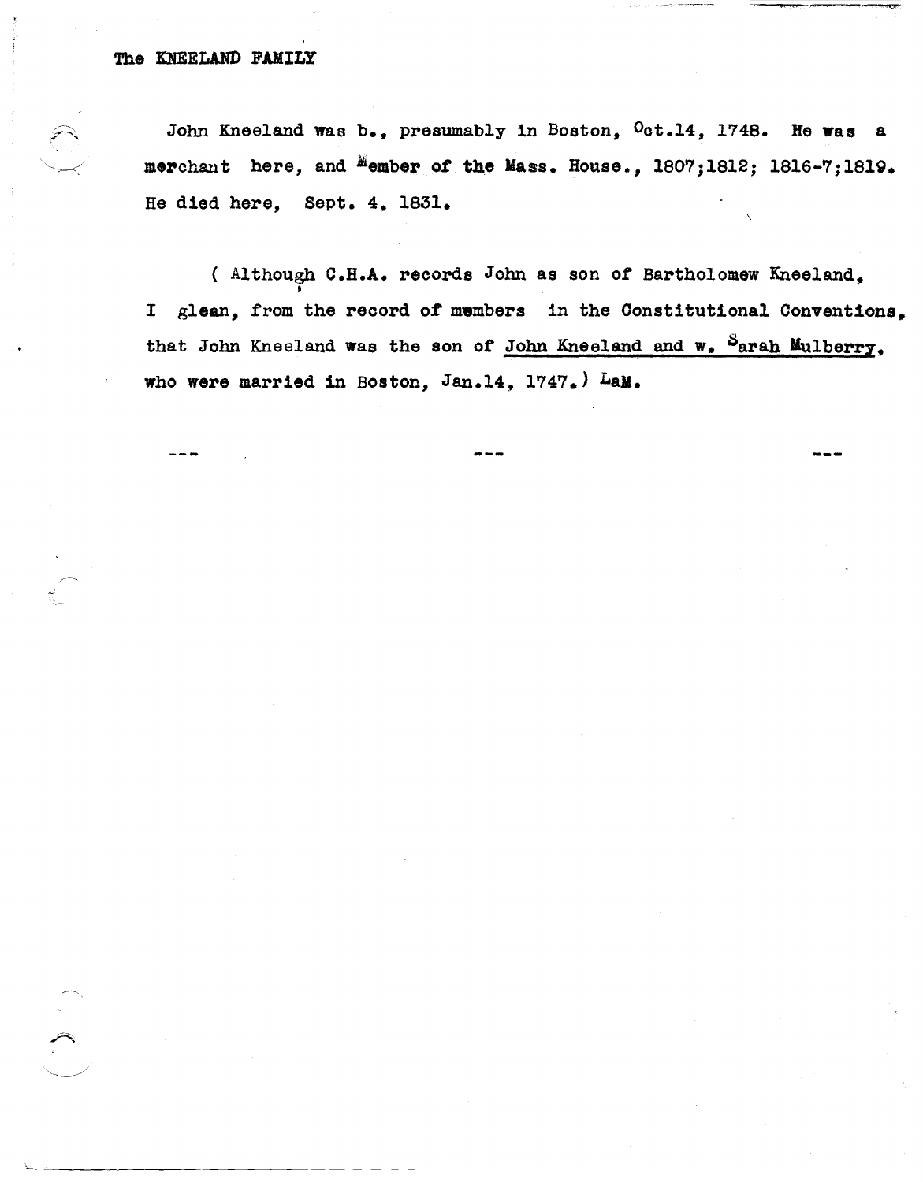The KNEELAND FAMILY

John Kneeland was b., presumably in Boston, Oct.14, 1748. He was a merchant here, and Member of the Mass. House., 1807;1812; 1816-7;1819. He died here, Sept. 4, 1831.

( Although C.H.A. records John as son of Bartholomew Kneeland, I glean, from the record of members in the Constitutional Conventions, that John Kneeland was the son of John Kneeland and w. Sarah Mulberry, who were married in Boston, Jan.14, 1747.) LaM.

--- --- ---